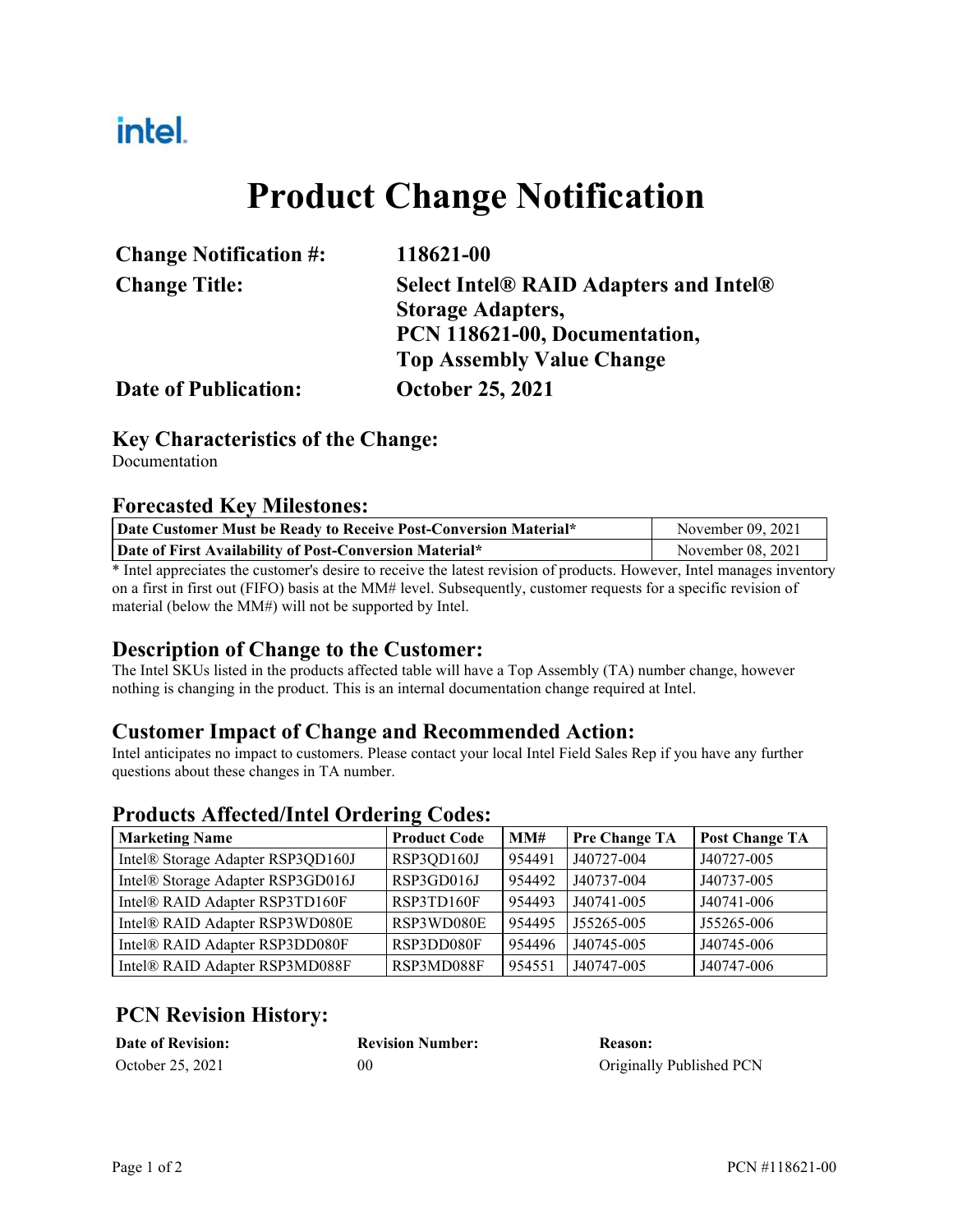intel.

# Product Change Notification

| | |
|---|---|
| **Change Notification #:** | **118621-00** |
| **Change Title:** | **Select Intel® RAID Adapters and Intel® Storage Adapters, PCN 118621-00, Documentation, Top Assembly Value Change** |
| **Date of Publication:** | **October 25, 2021** |

## Key Characteristics of the Change:

Documentation

## Forecasted Key Milestones:

| | |
|---|---|
| **Date Customer Must be Ready to Receive Post-Conversion Material*** | November 09, 2021 |
| **Date of First Availability of Post-Conversion Material*** | November 08, 2021 |

* Intel appreciates the customer's desire to receive the latest revision of products. However, Intel manages inventory on a first in first out (FIFO) basis at the MM# level. Subsequently, customer requests for a specific revision of material (below the MM#) will not be supported by Intel.

## Description of Change to the Customer:

The Intel SKUs listed in the products affected table will have a Top Assembly (TA) number change, however nothing is changing in the product. This is an internal documentation change required at Intel.

## Customer Impact of Change and Recommended Action:

Intel anticipates no impact to customers. Please contact your local Intel Field Sales Rep if you have any further questions about these changes in TA number.

## Products Affected/Intel Ordering Codes:

| Marketing Name | Product Code | MM# | Pre Change TA | Post Change TA |
|---|---|---|---|---|
| Intel® Storage Adapter RSP3QD160J | RSP3QD160J | 954491 | J40727-004 | J40727-005 |
| Intel® Storage Adapter RSP3GD016J | RSP3GD016J | 954492 | J40737-004 | J40737-005 |
| Intel® RAID Adapter RSP3TD160F | RSP3TD160F | 954493 | J40741-005 | J40741-006 |
| Intel® RAID Adapter RSP3WD080E | RSP3WD080E | 954495 | J55265-005 | J55265-006 |
| Intel® RAID Adapter RSP3DD080F | RSP3DD080F | 954496 | J40745-005 | J40745-006 |
| Intel® RAID Adapter RSP3MD088F | RSP3MD088F | 954551 | J40747-005 | J40747-006 |

## PCN Revision History:

| **Date of Revision:** | **Revision Number:** | **Reason:** |
|---|---|---|
| October 25, 2021 | 00 | Originally Published PCN |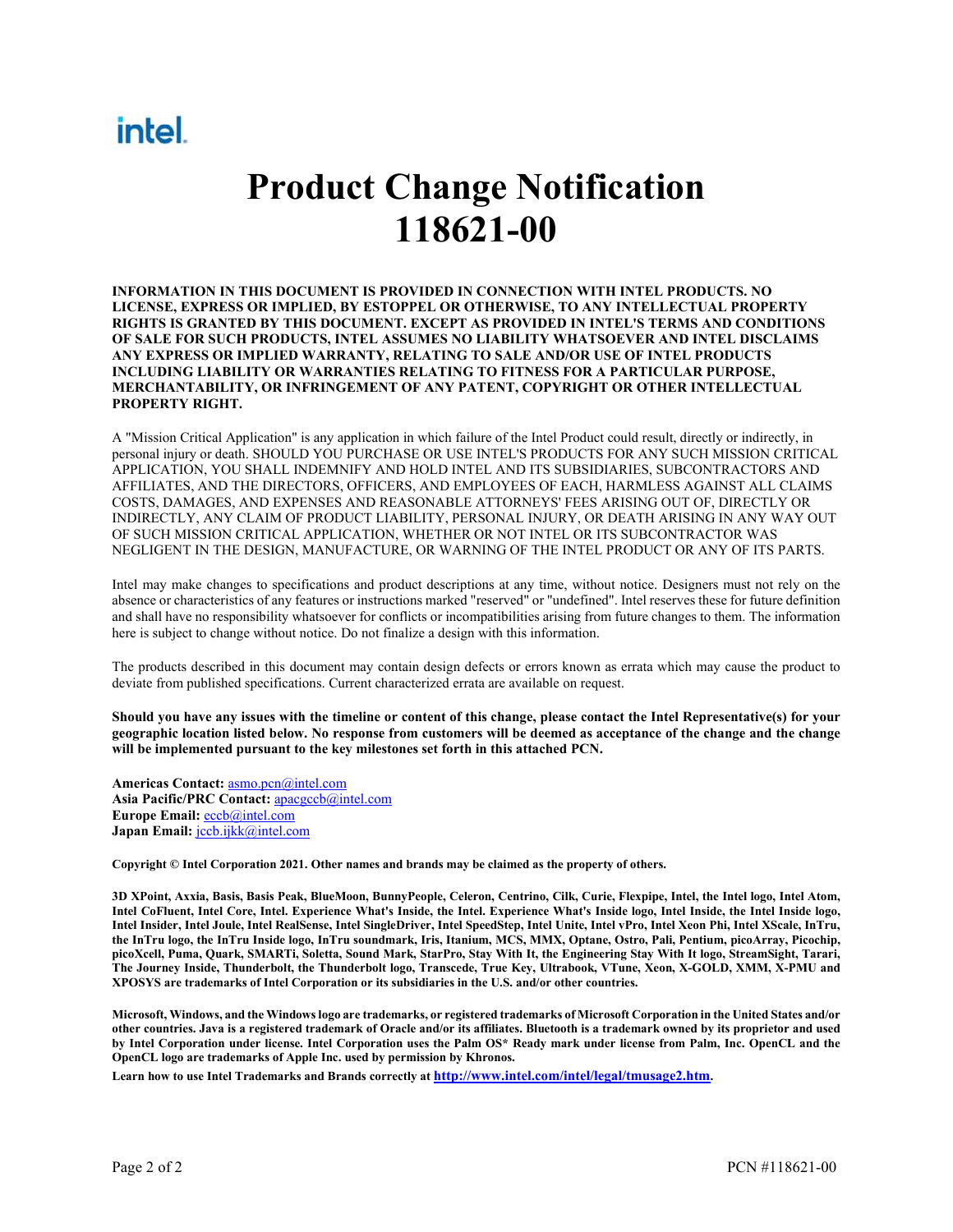intel.

# Product Change Notification 118621-00

**INFORMATION IN THIS DOCUMENT IS PROVIDED IN CONNECTION WITH INTEL PRODUCTS. NO LICENSE, EXPRESS OR IMPLIED, BY ESTOPPEL OR OTHERWISE, TO ANY INTELLECTUAL PROPERTY RIGHTS IS GRANTED BY THIS DOCUMENT. EXCEPT AS PROVIDED IN INTEL'S TERMS AND CONDITIONS OF SALE FOR SUCH PRODUCTS, INTEL ASSUMES NO LIABILITY WHATSOEVER AND INTEL DISCLAIMS ANY EXPRESS OR IMPLIED WARRANTY, RELATING TO SALE AND/OR USE OF INTEL PRODUCTS INCLUDING LIABILITY OR WARRANTIES RELATING TO FITNESS FOR A PARTICULAR PURPOSE, MERCHANTABILITY, OR INFRINGEMENT OF ANY PATENT, COPYRIGHT OR OTHER INTELLECTUAL PROPERTY RIGHT.**

A "Mission Critical Application" is any application in which failure of the Intel Product could result, directly or indirectly, in personal injury or death. SHOULD YOU PURCHASE OR USE INTEL'S PRODUCTS FOR ANY SUCH MISSION CRITICAL APPLICATION, YOU SHALL INDEMNIFY AND HOLD INTEL AND ITS SUBSIDIARIES, SUBCONTRACTORS AND AFFILIATES, AND THE DIRECTORS, OFFICERS, AND EMPLOYEES OF EACH, HARMLESS AGAINST ALL CLAIMS COSTS, DAMAGES, AND EXPENSES AND REASONABLE ATTORNEYS' FEES ARISING OUT OF, DIRECTLY OR INDIRECTLY, ANY CLAIM OF PRODUCT LIABILITY, PERSONAL INJURY, OR DEATH ARISING IN ANY WAY OUT OF SUCH MISSION CRITICAL APPLICATION, WHETHER OR NOT INTEL OR ITS SUBCONTRACTOR WAS NEGLIGENT IN THE DESIGN, MANUFACTURE, OR WARNING OF THE INTEL PRODUCT OR ANY OF ITS PARTS.

Intel may make changes to specifications and product descriptions at any time, without notice. Designers must not rely on the absence or characteristics of any features or instructions marked "reserved" or "undefined". Intel reserves these for future definition and shall have no responsibility whatsoever for conflicts or incompatibilities arising from future changes to them. The information here is subject to change without notice. Do not finalize a design with this information.

The products described in this document may contain design defects or errors known as errata which may cause the product to deviate from published specifications. Current characterized errata are available on request.

**Should you have any issues with the timeline or content of this change, please contact the Intel Representative(s) for your geographic location listed below. No response from customers will be deemed as acceptance of the change and the change will be implemented pursuant to the key milestones set forth in this attached PCN.**

**Americas Contact:** asmo.pcn@intel.com
**Asia Pacific/PRC Contact:** apacgccb@intel.com
**Europe Email:** eccb@intel.com
**Japan Email:** jccb.ijkk@intel.com

**Copyright © Intel Corporation 2021. Other names and brands may be claimed as the property of others.**

**3D XPoint, Axxia, Basis, Basis Peak, BlueMoon, BunnyPeople, Celeron, Centrino, Cilk, Curie, Flexpipe, Intel, the Intel logo, Intel Atom, Intel CoFluent, Intel Core, Intel. Experience What's Inside, the Intel. Experience What's Inside logo, Intel Inside, the Intel Inside logo, Intel Insider, Intel Joule, Intel RealSense, Intel SingleDriver, Intel SpeedStep, Intel Unite, Intel vPro, Intel Xeon Phi, Intel XScale, InTru, the InTru logo, the InTru Inside logo, InTru soundmark, Iris, Itanium, MCS, MMX, Optane, Ostro, Pali, Pentium, picoArray, Picochip, picoXcell, Puma, Quark, SMARTi, Soletta, Sound Mark, StarPro, Stay With It, the Engineering Stay With It logo, StreamSight, Tarari, The Journey Inside, Thunderbolt, the Thunderbolt logo, Transcede, True Key, Ultrabook, VTune, Xeon, X-GOLD, XMM, X-PMU and XPOSYS are trademarks of Intel Corporation or its subsidiaries in the U.S. and/or other countries.**

**Microsoft, Windows, and the Windows logo are trademarks, or registered trademarks of Microsoft Corporation in the United States and/or other countries. Java is a registered trademark of Oracle and/or its affiliates. Bluetooth is a trademark owned by its proprietor and used by Intel Corporation under license. Intel Corporation uses the Palm OS* Ready mark under license from Palm, Inc. OpenCL and the OpenCL logo are trademarks of Apple Inc. used by permission by Khronos.**

**Learn how to use Intel Trademarks and Brands correctly at http://www.intel.com/intel/legal/tmusage2.htm.**